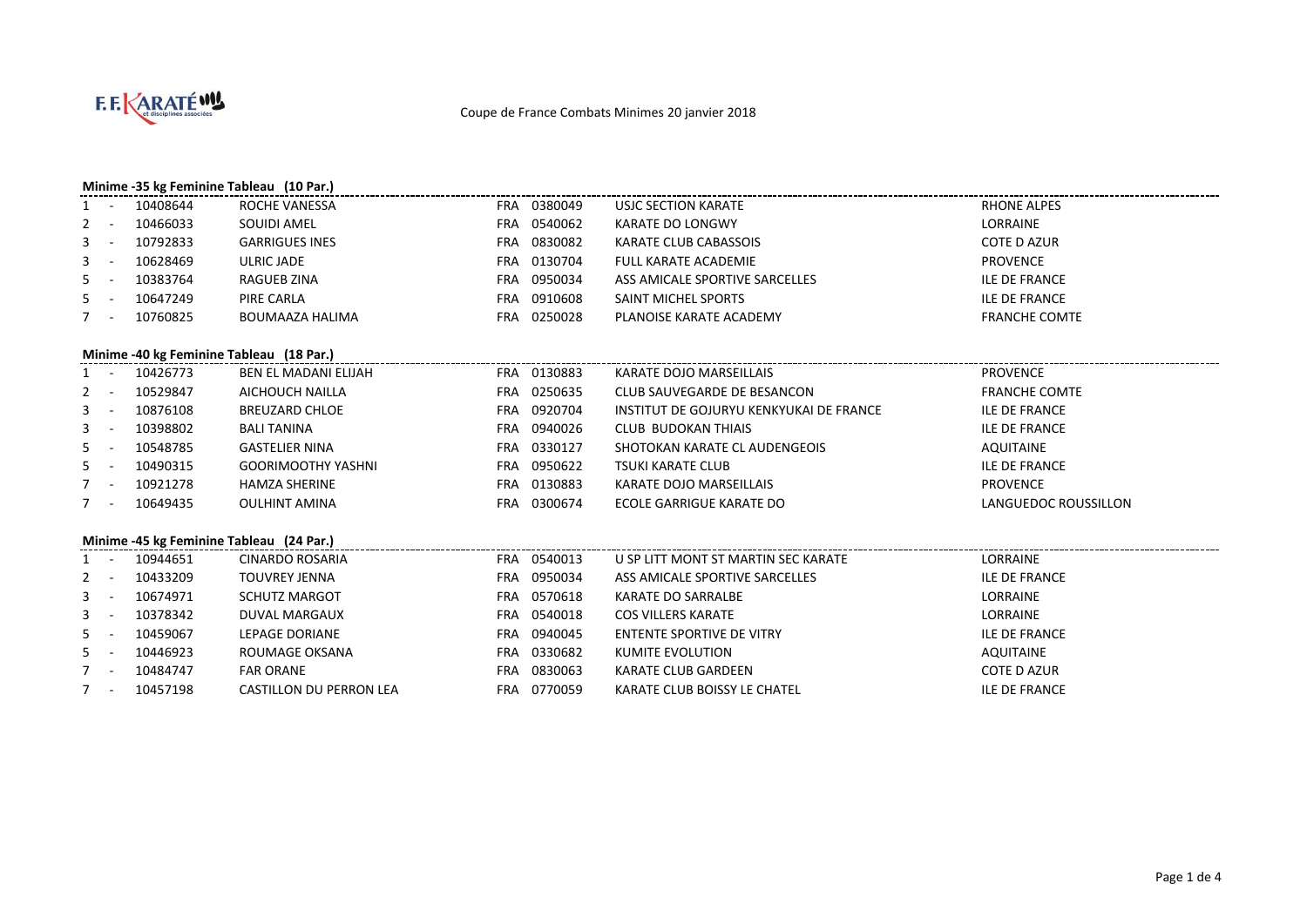Coupe de France Combats Minimes 20 janvier 2018

### Minime -35 kg Feminine Tableau (10 Par.)

| | | | | | | |
|---|---|---|---|---|---|---|
| 1 - | 10408644 | ROCHE VANESSA | FRA | 0380049 | USJC SECTION KARATE | RHONE ALPES |
| 2 - | 10466033 | SOUIDI AMEL | FRA | 0540062 | KARATE DO LONGWY | LORRAINE |
| 3 - | 10792833 | GARRIGUES INES | FRA | 0830082 | KARATE CLUB CABASSOIS | COTE D AZUR |
| 3 - | 10628469 | ULRIC JADE | FRA | 0130704 | FULL KARATE ACADEMIE | PROVENCE |
| 5 - | 10383764 | RAGUEB ZINA | FRA | 0950034 | ASS AMICALE SPORTIVE SARCELLES | ILE DE FRANCE |
| 5 - | 10647249 | PIRE CARLA | FRA | 0910608 | SAINT MICHEL SPORTS | ILE DE FRANCE |
| 7 - | 10760825 | BOUMAAZA HALIMA | FRA | 0250028 | PLANOISE KARATE ACADEMY | FRANCHE COMTE |

### Minime -40 kg Feminine Tableau (18 Par.)

| | | | | | | |
|---|---|---|---|---|---|---|
| 1 - | 10426773 | BEN EL MADANI ELIJAH | FRA | 0130883 | KARATE DOJO MARSEILLAIS | PROVENCE |
| 2 - | 10529847 | AICHOUCH NAILLA | FRA | 0250635 | CLUB SAUVEGARDE DE BESANCON | FRANCHE COMTE |
| 3 - | 10876108 | BREUZARD CHLOE | FRA | 0920704 | INSTITUT DE GOJURYU KENKYUKAI DE FRANCE | ILE DE FRANCE |
| 3 - | 10398802 | BALI TANINA | FRA | 0940026 | CLUB BUDOKAN THIAIS | ILE DE FRANCE |
| 5 - | 10548785 | GASTELIER NINA | FRA | 0330127 | SHOTOKAN KARATE CL AUDENGEOIS | AQUITAINE |
| 5 - | 10490315 | GOORIMOOTHY YASHNI | FRA | 0950622 | TSUKI KARATE CLUB | ILE DE FRANCE |
| 7 - | 10921278 | HAMZA SHERINE | FRA | 0130883 | KARATE DOJO MARSEILLAIS | PROVENCE |
| 7 - | 10649435 | OULHINT AMINA | FRA | 0300674 | ECOLE GARRIGUE KARATE DO | LANGUEDOC ROUSSILLON |

### Minime -45 kg Feminine Tableau (24 Par.)

| | | | | | | |
|---|---|---|---|---|---|---|
| 1 - | 10944651 | CINARDO ROSARIA | FRA | 0540013 | U SP LITT MONT ST MARTIN SEC KARATE | LORRAINE |
| 2 - | 10433209 | TOUVREY JENNA | FRA | 0950034 | ASS AMICALE SPORTIVE SARCELLES | ILE DE FRANCE |
| 3 - | 10674971 | SCHUTZ MARGOT | FRA | 0570618 | KARATE DO SARRALBE | LORRAINE |
| 3 - | 10378342 | DUVAL MARGAUX | FRA | 0540018 | COS VILLERS KARATE | LORRAINE |
| 5 - | 10459067 | LEPAGE DORIANE | FRA | 0940045 | ENTENTE SPORTIVE DE VITRY | ILE DE FRANCE |
| 5 - | 10446923 | ROUMAGE OKSANA | FRA | 0330682 | KUMITE EVOLUTION | AQUITAINE |
| 7 - | 10484747 | FAR ORANE | FRA | 0830063 | KARATE CLUB GARDEEN | COTE D AZUR |
| 7 - | 10457198 | CASTILLON DU PERRON LEA | FRA | 0770059 | KARATE CLUB BOISSY LE CHATEL | ILE DE FRANCE |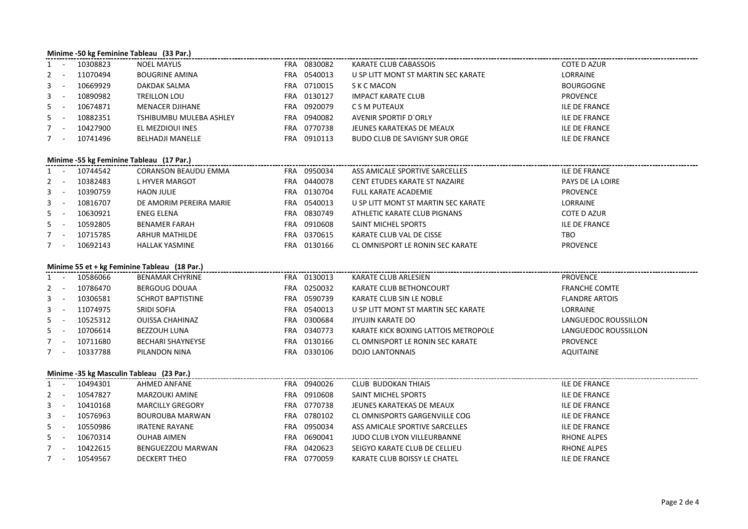### Minime -50 kg Feminine Tableau (33 Par.)

| | | | | | | | |
|---|---|---|---|---|---|---|---|
| 1 | - | 10308823 | NOEL MAYLIS | FRA | 0830082 | KARATE CLUB CABASSOIS | COTE D AZUR |
| 2 | - | 11070494 | BOUGRINE AMINA | FRA | 0540013 | U SP LITT MONT ST MARTIN SEC KARATE | LORRAINE |
| 3 | - | 10669929 | DAKDAK SALMA | FRA | 0710015 | S K C MACON | BOURGOGNE |
| 3 | - | 10890982 | TREILLON LOU | FRA | 0130127 | IMPACT KARATE CLUB | PROVENCE |
| 5 | - | 10674871 | MENACER DJIHANE | FRA | 0920079 | C S M PUTEAUX | ILE DE FRANCE |
| 5 | - | 10882351 | TSHIBUMBU MULEBA ASHLEY | FRA | 0940082 | AVENIR SPORTIF D`ORLY | ILE DE FRANCE |
| 7 | - | 10427900 | EL MEZDIOUI INES | FRA | 0770738 | JEUNES KARATEKAS DE MEAUX | ILE DE FRANCE |
| 7 | - | 10741496 | BELHADJI MANELLE | FRA | 0910113 | BUDO CLUB DE SAVIGNY SUR ORGE | ILE DE FRANCE |

### Minime -55 kg Feminine Tableau (17 Par.)

| | | | | | | | |
|---|---|---|---|---|---|---|---|
| 1 | - | 10744542 | CORANSON BEAUDU EMMA | FRA | 0950034 | ASS AMICALE SPORTIVE SARCELLES | ILE DE FRANCE |
| 2 | - | 10382483 | L HYVER MARGOT | FRA | 0440078 | CENT ETUDES KARATE ST NAZAIRE | PAYS DE LA LOIRE |
| 3 | - | 10390759 | HAON JULIE | FRA | 0130704 | FULL KARATE ACADEMIE | PROVENCE |
| 3 | - | 10816707 | DE AMORIM PEREIRA MARIE | FRA | 0540013 | U SP LITT MONT ST MARTIN SEC KARATE | LORRAINE |
| 5 | - | 10630921 | ENEG ELENA | FRA | 0830749 | ATHLETIC KARATE CLUB PIGNANS | COTE D AZUR |
| 5 | - | 10592805 | BENAMER FARAH | FRA | 0910608 | SAINT MICHEL SPORTS | ILE DE FRANCE |
| 7 | - | 10715785 | ARHUR MATHILDE | FRA | 0370615 | KARATE CLUB VAL DE CISSE | TBO |
| 7 | - | 10692143 | HALLAK YASMINE | FRA | 0130166 | CL OMNISPORT LE RONIN SEC KARATE | PROVENCE |

### Minime 55 et + kg Feminine Tableau (18 Par.)

| | | | | | | | |
|---|---|---|---|---|---|---|---|
| 1 | - | 10586066 | BENAMAR CHYRINE | FRA | 0130013 | KARATE CLUB ARLESIEN | PROVENCE |
| 2 | - | 10786470 | BERGOUG DOUAA | FRA | 0250032 | KARATE CLUB BETHONCOURT | FRANCHE COMTE |
| 3 | - | 10306581 | SCHROT BAPTISTINE | FRA | 0590739 | KARATE CLUB SIN LE NOBLE | FLANDRE ARTOIS |
| 3 | - | 11074975 | SRIDI SOFIA | FRA | 0540013 | U SP LITT MONT ST MARTIN SEC KARATE | LORRAINE |
| 5 | - | 10525312 | OUISSA CHAHINAZ | FRA | 0300684 | JIYUJIN KARATE DO | LANGUEDOC ROUSSILLON |
| 5 | - | 10706614 | BEZZOUH LUNA | FRA | 0340773 | KARATE KICK BOXING LATTOIS METROPOLE | LANGUEDOC ROUSSILLON |
| 7 | - | 10711680 | BECHARI SHAYNEYSE | FRA | 0130166 | CL OMNISPORT LE RONIN SEC KARATE | PROVENCE |
| 7 | - | 10337788 | PILANDON NINA | FRA | 0330106 | DOJO LANTONNAIS | AQUITAINE |

### Minime -35 kg Masculin Tableau (23 Par.)

| | | | | | | | |
|---|---|---|---|---|---|---|---|
| 1 | - | 10494301 | AHMED ANFANE | FRA | 0940026 | CLUB BUDOKAN THIAIS | ILE DE FRANCE |
| 2 | - | 10547827 | MARZOUKI AMINE | FRA | 0910608 | SAINT MICHEL SPORTS | ILE DE FRANCE |
| 3 | - | 10410168 | MARCILLY GREGORY | FRA | 0770738 | JEUNES KARATEKAS DE MEAUX | ILE DE FRANCE |
| 3 | - | 10576963 | BOUROUBA MARWAN | FRA | 0780102 | CL OMNISPORTS GARGENVILLE COG | ILE DE FRANCE |
| 5 | - | 10550986 | IRATENE RAYANE | FRA | 0950034 | ASS AMICALE SPORTIVE SARCELLES | ILE DE FRANCE |
| 5 | - | 10670314 | OUHAB AIMEN | FRA | 0690041 | JUDO CLUB LYON VILLEURBANNE | RHONE ALPES |
| 7 | - | 10422615 | BENGUEZZOU MARWAN | FRA | 0420623 | SEIGYO KARATE CLUB DE CELLIEU | RHONE ALPES |
| 7 | - | 10549567 | DECKERT THEO | FRA | 0770059 | KARATE CLUB BOISSY LE CHATEL | ILE DE FRANCE |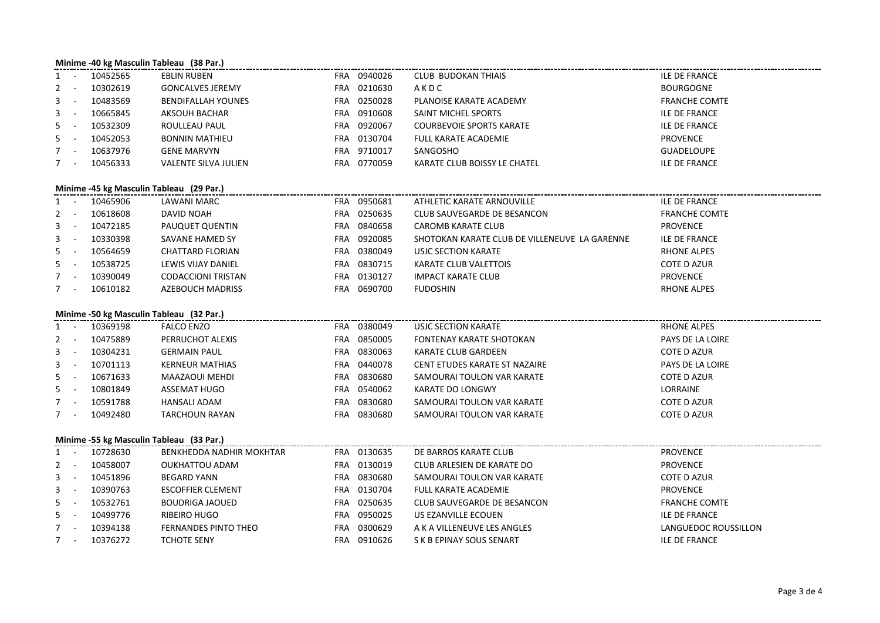**Minime -40 kg Masculin Tableau (38 Par.)**

| Rang | Licence | Nom | Pays | Code club | Club | Ligue |
|---|---|---|---|---|---|---|
| 1 - | 10452565 | EBLIN RUBEN | FRA | 0940026 | CLUB BUDOKAN THIAIS | ILE DE FRANCE |
| 2 - | 10302619 | GONCALVES JEREMY | FRA | 0210630 | A K D C | BOURGOGNE |
| 3 - | 10483569 | BENDIFALLAH YOUNES | FRA | 0250028 | PLANOISE KARATE ACADEMY | FRANCHE COMTE |
| 3 - | 10665845 | AKSOUH BACHAR | FRA | 0910608 | SAINT MICHEL SPORTS | ILE DE FRANCE |
| 5 - | 10532309 | ROULLEAU PAUL | FRA | 0920067 | COURBEVOIE SPORTS KARATE | ILE DE FRANCE |
| 5 - | 10452053 | BONNIN MATHIEU | FRA | 0130704 | FULL KARATE ACADEMIE | PROVENCE |
| 7 - | 10637976 | GENE MARVYN | FRA | 9710017 | SANGOSHO | GUADELOUPE |
| 7 - | 10456333 | VALENTE SILVA JULIEN | FRA | 0770059 | KARATE CLUB BOISSY LE CHATEL | ILE DE FRANCE |

**Minime -45 kg Masculin Tableau (29 Par.)**

| Rang | Licence | Nom | Pays | Code club | Club | Ligue |
|---|---|---|---|---|---|---|
| 1 - | 10465906 | LAWANI MARC | FRA | 0950681 | ATHLETIC KARATE ARNOUVILLE | ILE DE FRANCE |
| 2 - | 10618608 | DAVID NOAH | FRA | 0250635 | CLUB SAUVEGARDE DE BESANCON | FRANCHE COMTE |
| 3 - | 10472185 | PAUQUET QUENTIN | FRA | 0840658 | CAROMB KARATE CLUB | PROVENCE |
| 3 - | 10330398 | SAVANE HAMED SY | FRA | 0920085 | SHOTOKAN KARATE CLUB DE VILLENEUVE LA GARENNE | ILE DE FRANCE |
| 5 - | 10564659 | CHATTARD FLORIAN | FRA | 0380049 | USJC SECTION KARATE | RHONE ALPES |
| 5 - | 10538725 | LEWIS VIJAY DANIEL | FRA | 0830715 | KARATE CLUB VALETTOIS | COTE D AZUR |
| 7 - | 10390049 | CODACCIONI TRISTAN | FRA | 0130127 | IMPACT KARATE CLUB | PROVENCE |
| 7 - | 10610182 | AZEBOUCH MADRISS | FRA | 0690700 | FUDOSHIN | RHONE ALPES |

**Minime -50 kg Masculin Tableau (32 Par.)**

| Rang | Licence | Nom | Pays | Code club | Club | Ligue |
|---|---|---|---|---|---|---|
| 1 - | 10369198 | FALCO ENZO | FRA | 0380049 | USJC SECTION KARATE | RHONE ALPES |
| 2 - | 10475889 | PERRUCHOT ALEXIS | FRA | 0850005 | FONTENAY KARATE SHOTOKAN | PAYS DE LA LOIRE |
| 3 - | 10304231 | GERMAIN PAUL | FRA | 0830063 | KARATE CLUB GARDEEN | COTE D AZUR |
| 3 - | 10701113 | KERNEUR MATHIAS | FRA | 0440078 | CENT ETUDES KARATE ST NAZAIRE | PAYS DE LA LOIRE |
| 5 - | 10671633 | MAAZAOUI MEHDI | FRA | 0830680 | SAMOURAI TOULON VAR KARATE | COTE D AZUR |
| 5 - | 10801849 | ASSEMAT HUGO | FRA | 0540062 | KARATE DO LONGWY | LORRAINE |
| 7 - | 10591788 | HANSALI ADAM | FRA | 0830680 | SAMOURAI TOULON VAR KARATE | COTE D AZUR |
| 7 - | 10492480 | TARCHOUN RAYAN | FRA | 0830680 | SAMOURAI TOULON VAR KARATE | COTE D AZUR |

**Minime -55 kg Masculin Tableau (33 Par.)**

| Rang | Licence | Nom | Pays | Code club | Club | Ligue |
|---|---|---|---|---|---|---|
| 1 - | 10728630 | BENKHEDDA NADHIR MOKHTAR | FRA | 0130635 | DE BARROS KARATE CLUB | PROVENCE |
| 2 - | 10458007 | OUKHATTOU ADAM | FRA | 0130019 | CLUB ARLESIEN DE KARATE DO | PROVENCE |
| 3 - | 10451896 | BEGARD YANN | FRA | 0830680 | SAMOURAI TOULON VAR KARATE | COTE D AZUR |
| 3 - | 10390763 | ESCOFFIER CLEMENT | FRA | 0130704 | FULL KARATE ACADEMIE | PROVENCE |
| 5 - | 10532761 | BOUDRIGA JAOUED | FRA | 0250635 | CLUB SAUVEGARDE DE BESANCON | FRANCHE COMTE |
| 5 - | 10499776 | RIBEIRO HUGO | FRA | 0950025 | US EZANVILLE ECOUEN | ILE DE FRANCE |
| 7 - | 10394138 | FERNANDES PINTO THEO | FRA | 0300629 | A K A VILLENEUVE LES ANGLES | LANGUEDOC ROUSSILLON |
| 7 - | 10376272 | TCHOTE SENY | FRA | 0910626 | S K B EPINAY SOUS SENART | ILE DE FRANCE |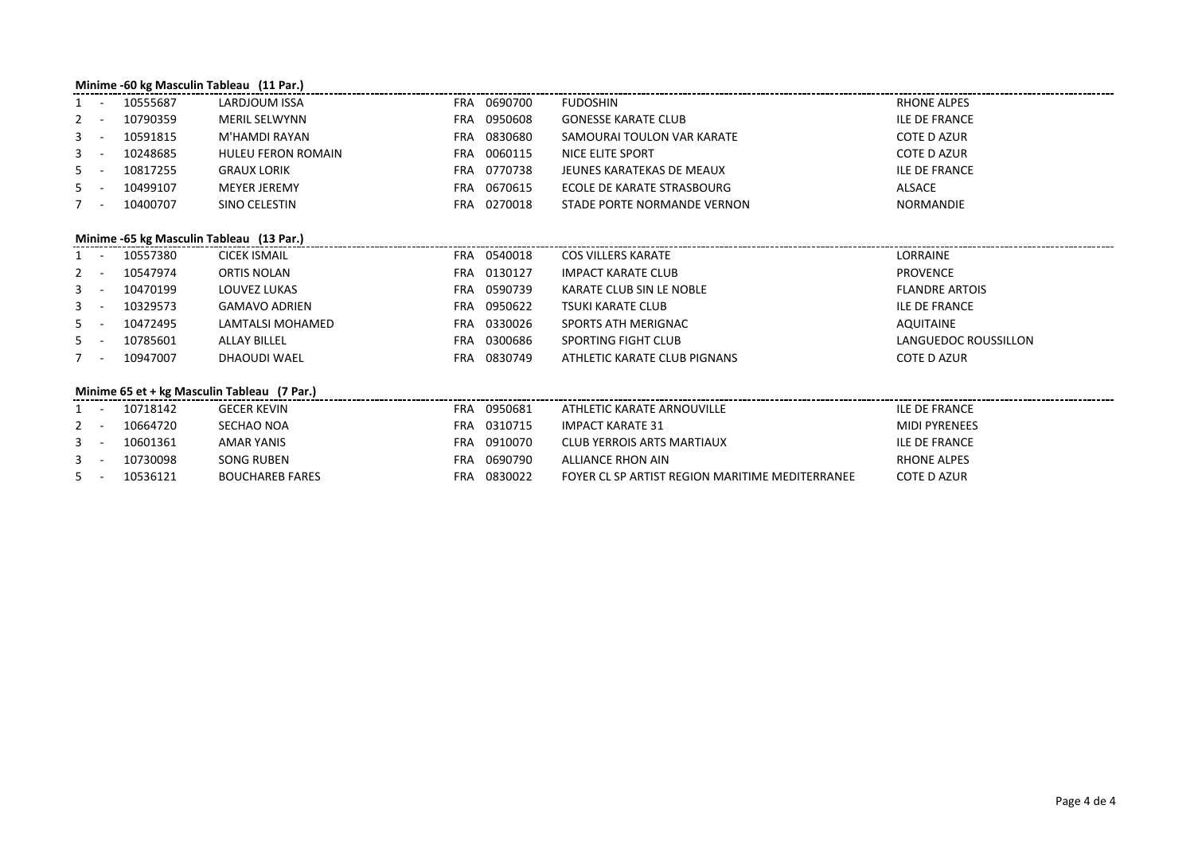**Minime -60 kg Masculin Tableau (11 Par.)**

| | | | | | | | |
|---|---|---|---|---|---|---|---|
| 1 | - | 10555687 | LARDJOUM ISSA | FRA | 0690700 | FUDOSHIN | RHONE ALPES |
| 2 | - | 10790359 | MERIL SELWYNN | FRA | 0950608 | GONESSE KARATE CLUB | ILE DE FRANCE |
| 3 | - | 10591815 | M'HAMDI RAYAN | FRA | 0830680 | SAMOURAI TOULON VAR KARATE | COTE D AZUR |
| 3 | - | 10248685 | HULEU FERON ROMAIN | FRA | 0060115 | NICE ELITE SPORT | COTE D AZUR |
| 5 | - | 10817255 | GRAUX LORIK | FRA | 0770738 | JEUNES KARATEKAS DE MEAUX | ILE DE FRANCE |
| 5 | - | 10499107 | MEYER JEREMY | FRA | 0670615 | ECOLE DE KARATE STRASBOURG | ALSACE |
| 7 | - | 10400707 | SINO CELESTIN | FRA | 0270018 | STADE PORTE NORMANDE VERNON | NORMANDIE |

**Minime -65 kg Masculin Tableau (13 Par.)**

| | | | | | | | |
|---|---|---|---|---|---|---|---|
| 1 | - | 10557380 | CICEK ISMAIL | FRA | 0540018 | COS VILLERS KARATE | LORRAINE |
| 2 | - | 10547974 | ORTIS NOLAN | FRA | 0130127 | IMPACT KARATE CLUB | PROVENCE |
| 3 | - | 10470199 | LOUVEZ LUKAS | FRA | 0590739 | KARATE CLUB SIN LE NOBLE | FLANDRE ARTOIS |
| 3 | - | 10329573 | GAMAVO ADRIEN | FRA | 0950622 | TSUKI KARATE CLUB | ILE DE FRANCE |
| 5 | - | 10472495 | LAMTALSI MOHAMED | FRA | 0330026 | SPORTS ATH MERIGNAC | AQUITAINE |
| 5 | - | 10785601 | ALLAY BILLEL | FRA | 0300686 | SPORTING FIGHT CLUB | LANGUEDOC ROUSSILLON |
| 7 | - | 10947007 | DHAOUDI WAEL | FRA | 0830749 | ATHLETIC KARATE CLUB PIGNANS | COTE D AZUR |

**Minime 65 et + kg Masculin Tableau (7 Par.)**

| | | | | | | | |
|---|---|---|---|---|---|---|---|
| 1 | - | 10718142 | GECER KEVIN | FRA | 0950681 | ATHLETIC KARATE ARNOUVILLE | ILE DE FRANCE |
| 2 | - | 10664720 | SECHAO NOA | FRA | 0310715 | IMPACT KARATE 31 | MIDI PYRENEES |
| 3 | - | 10601361 | AMAR YANIS | FRA | 0910070 | CLUB YERROIS ARTS MARTIAUX | ILE DE FRANCE |
| 3 | - | 10730098 | SONG RUBEN | FRA | 0690790 | ALLIANCE RHON AIN | RHONE ALPES |
| 5 | - | 10536121 | BOUCHAREB FARES | FRA | 0830022 | FOYER CL SP ARTIST REGION MARITIME MEDITERRANEE | COTE D AZUR |